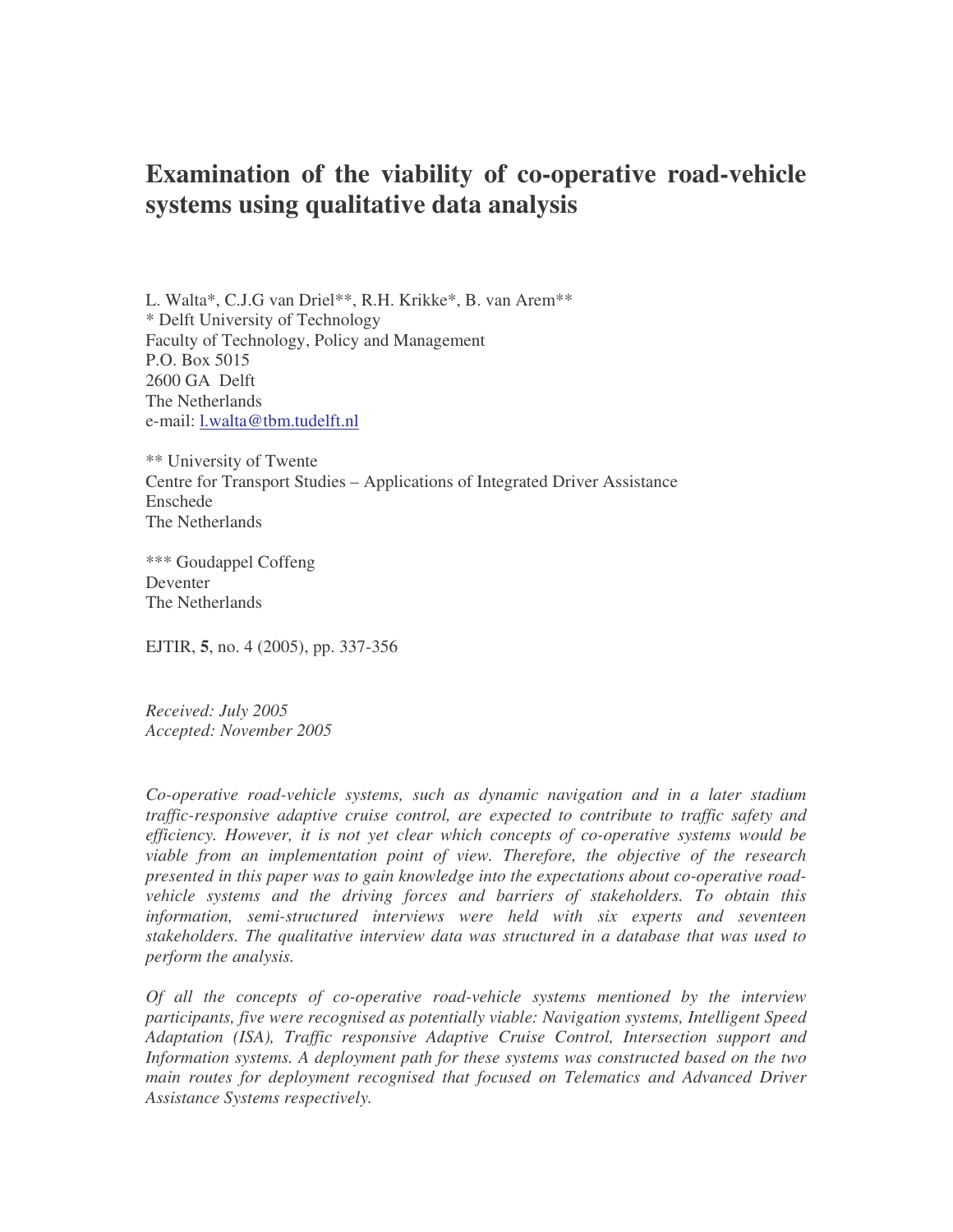# Examination of the viability of co-operative road-vehicle systems using qualitative data analysis

L. Walta*, C.J.G van Driel**, R.H. Krikke*, B. van Arem**
* Delft University of Technology
Faculty of Technology, Policy and Management
P.O. Box 5015
2600 GA Delft
The Netherlands
e-mail: l.walta@tbm.tudelft.nl

** University of Twente
Centre for Transport Studies – Applications of Integrated Driver Assistance
Enschede
The Netherlands

*** Goudappel Coffeng
Deventer
The Netherlands

EJTIR, **5**, no. 4 (2005), pp. 337-356

*Received: July 2005*
*Accepted: November 2005*

*Co-operative road-vehicle systems, such as dynamic navigation and in a later stadium traffic-responsive adaptive cruise control, are expected to contribute to traffic safety and efficiency. However, it is not yet clear which concepts of co-operative systems would be viable from an implementation point of view. Therefore, the objective of the research presented in this paper was to gain knowledge into the expectations about co-operative road-vehicle systems and the driving forces and barriers of stakeholders. To obtain this information, semi-structured interviews were held with six experts and seventeen stakeholders. The qualitative interview data was structured in a database that was used to perform the analysis.*

*Of all the concepts of co-operative road-vehicle systems mentioned by the interview participants, five were recognised as potentially viable: Navigation systems, Intelligent Speed Adaptation (ISA), Traffic responsive Adaptive Cruise Control, Intersection support and Information systems. A deployment path for these systems was constructed based on the two main routes for deployment recognised that focused on Telematics and Advanced Driver Assistance Systems respectively.*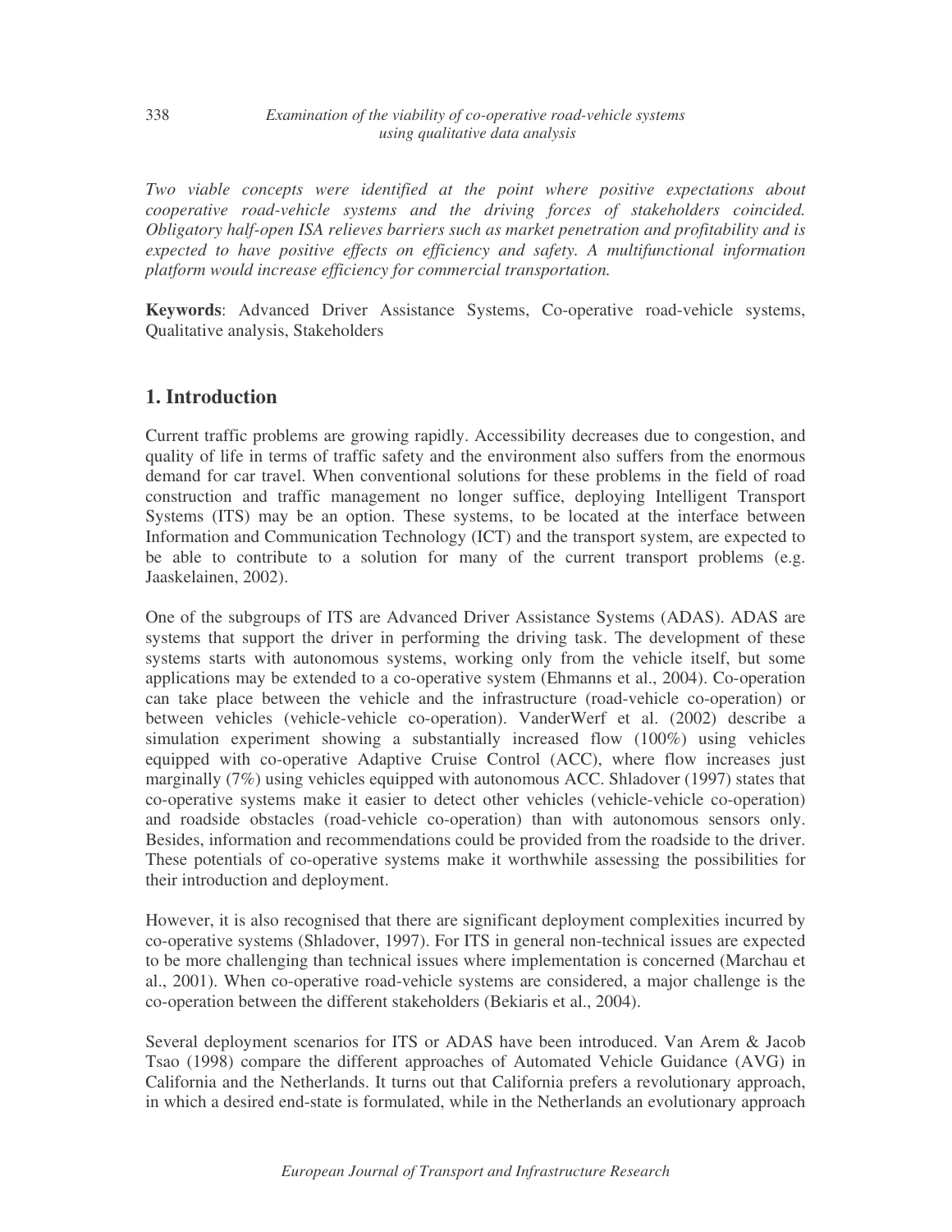*Two viable concepts were identified at the point where positive expectations about cooperative road-vehicle systems and the driving forces of stakeholders coincided. Obligatory half-open ISA relieves barriers such as market penetration and profitability and is expected to have positive effects on efficiency and safety. A multifunctional information platform would increase efficiency for commercial transportation.*

**Keywords**: Advanced Driver Assistance Systems, Co-operative road-vehicle systems, Qualitative analysis, Stakeholders

## 1. Introduction

Current traffic problems are growing rapidly. Accessibility decreases due to congestion, and quality of life in terms of traffic safety and the environment also suffers from the enormous demand for car travel. When conventional solutions for these problems in the field of road construction and traffic management no longer suffice, deploying Intelligent Transport Systems (ITS) may be an option. These systems, to be located at the interface between Information and Communication Technology (ICT) and the transport system, are expected to be able to contribute to a solution for many of the current transport problems (e.g. Jaaskelainen, 2002).

One of the subgroups of ITS are Advanced Driver Assistance Systems (ADAS). ADAS are systems that support the driver in performing the driving task. The development of these systems starts with autonomous systems, working only from the vehicle itself, but some applications may be extended to a co-operative system (Ehmanns et al., 2004). Co-operation can take place between the vehicle and the infrastructure (road-vehicle co-operation) or between vehicles (vehicle-vehicle co-operation). VanderWerf et al. (2002) describe a simulation experiment showing a substantially increased flow (100%) using vehicles equipped with co-operative Adaptive Cruise Control (ACC), where flow increases just marginally (7%) using vehicles equipped with autonomous ACC. Shladover (1997) states that co-operative systems make it easier to detect other vehicles (vehicle-vehicle co-operation) and roadside obstacles (road-vehicle co-operation) than with autonomous sensors only. Besides, information and recommendations could be provided from the roadside to the driver. These potentials of co-operative systems make it worthwhile assessing the possibilities for their introduction and deployment.

However, it is also recognised that there are significant deployment complexities incurred by co-operative systems (Shladover, 1997). For ITS in general non-technical issues are expected to be more challenging than technical issues where implementation is concerned (Marchau et al., 2001). When co-operative road-vehicle systems are considered, a major challenge is the co-operation between the different stakeholders (Bekiaris et al., 2004).

Several deployment scenarios for ITS or ADAS have been introduced. Van Arem & Jacob Tsao (1998) compare the different approaches of Automated Vehicle Guidance (AVG) in California and the Netherlands. It turns out that California prefers a revolutionary approach, in which a desired end-state is formulated, while in the Netherlands an evolutionary approach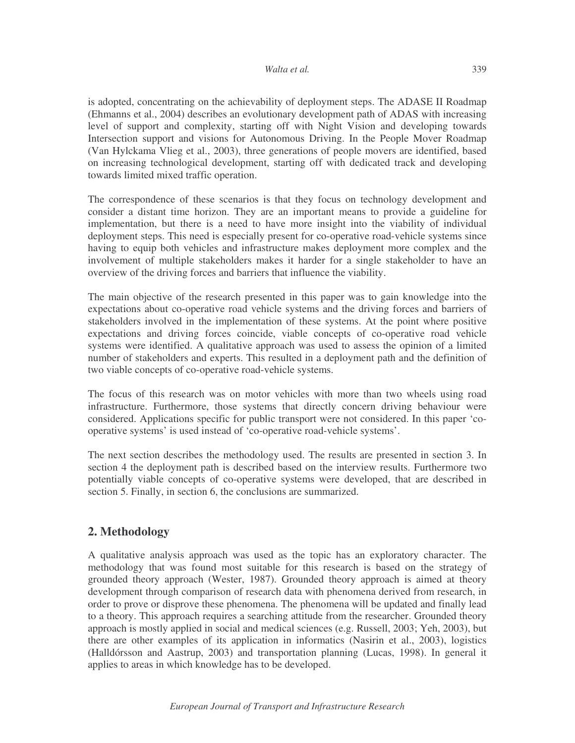is adopted, concentrating on the achievability of deployment steps. The ADASE II Roadmap (Ehmanns et al., 2004) describes an evolutionary development path of ADAS with increasing level of support and complexity, starting off with Night Vision and developing towards Intersection support and visions for Autonomous Driving. In the People Mover Roadmap (Van Hylckama Vlieg et al., 2003), three generations of people movers are identified, based on increasing technological development, starting off with dedicated track and developing towards limited mixed traffic operation.

The correspondence of these scenarios is that they focus on technology development and consider a distant time horizon. They are an important means to provide a guideline for implementation, but there is a need to have more insight into the viability of individual deployment steps. This need is especially present for co-operative road-vehicle systems since having to equip both vehicles and infrastructure makes deployment more complex and the involvement of multiple stakeholders makes it harder for a single stakeholder to have an overview of the driving forces and barriers that influence the viability.

The main objective of the research presented in this paper was to gain knowledge into the expectations about co-operative road vehicle systems and the driving forces and barriers of stakeholders involved in the implementation of these systems. At the point where positive expectations and driving forces coincide, viable concepts of co-operative road vehicle systems were identified. A qualitative approach was used to assess the opinion of a limited number of stakeholders and experts. This resulted in a deployment path and the definition of two viable concepts of co-operative road-vehicle systems.

The focus of this research was on motor vehicles with more than two wheels using road infrastructure. Furthermore, those systems that directly concern driving behaviour were considered. Applications specific for public transport were not considered. In this paper 'co-operative systems' is used instead of 'co-operative road-vehicle systems'.

The next section describes the methodology used. The results are presented in section 3. In section 4 the deployment path is described based on the interview results. Furthermore two potentially viable concepts of co-operative systems were developed, that are described in section 5. Finally, in section 6, the conclusions are summarized.

## 2. Methodology

A qualitative analysis approach was used as the topic has an exploratory character. The methodology that was found most suitable for this research is based on the strategy of grounded theory approach (Wester, 1987). Grounded theory approach is aimed at theory development through comparison of research data with phenomena derived from research, in order to prove or disprove these phenomena. The phenomena will be updated and finally lead to a theory. This approach requires a searching attitude from the researcher. Grounded theory approach is mostly applied in social and medical sciences (e.g. Russell, 2003; Yeh, 2003), but there are other examples of its application in informatics (Nasirin et al., 2003), logistics (Halldórsson and Aastrup, 2003) and transportation planning (Lucas, 1998). In general it applies to areas in which knowledge has to be developed.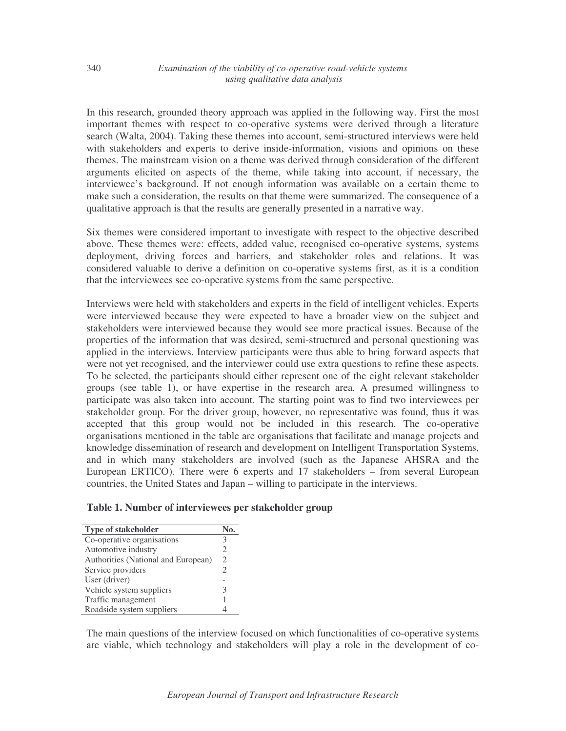In this research, grounded theory approach was applied in the following way. First the most important themes with respect to co-operative systems were derived through a literature search (Walta, 2004). Taking these themes into account, semi-structured interviews were held with stakeholders and experts to derive inside-information, visions and opinions on these themes. The mainstream vision on a theme was derived through consideration of the different arguments elicited on aspects of the theme, while taking into account, if necessary, the interviewee's background. If not enough information was available on a certain theme to make such a consideration, the results on that theme were summarized. The consequence of a qualitative approach is that the results are generally presented in a narrative way.

Six themes were considered important to investigate with respect to the objective described above. These themes were: effects, added value, recognised co-operative systems, systems deployment, driving forces and barriers, and stakeholder roles and relations. It was considered valuable to derive a definition on co-operative systems first, as it is a condition that the interviewees see co-operative systems from the same perspective.

Interviews were held with stakeholders and experts in the field of intelligent vehicles. Experts were interviewed because they were expected to have a broader view on the subject and stakeholders were interviewed because they would see more practical issues. Because of the properties of the information that was desired, semi-structured and personal questioning was applied in the interviews. Interview participants were thus able to bring forward aspects that were not yet recognised, and the interviewer could use extra questions to refine these aspects. To be selected, the participants should either represent one of the eight relevant stakeholder groups (see table 1), or have expertise in the research area. A presumed willingness to participate was also taken into account. The starting point was to find two interviewees per stakeholder group. For the driver group, however, no representative was found, thus it was accepted that this group would not be included in this research. The co-operative organisations mentioned in the table are organisations that facilitate and manage projects and knowledge dissemination of research and development on Intelligent Transportation Systems, and in which many stakeholders are involved (such as the Japanese AHSRA and the European ERTICO). There were 6 experts and 17 stakeholders – from several European countries, the United States and Japan – willing to participate in the interviews.

**Table 1. Number of interviewees per stakeholder group**

| Type of stakeholder | No. |
|---|---|
| Co-operative organisations | 3 |
| Automotive industry | 2 |
| Authorities (National and European) | 2 |
| Service providers | 2 |
| User (driver) | - |
| Vehicle system suppliers | 3 |
| Traffic management | 1 |
| Roadside system suppliers | 4 |

The main questions of the interview focused on which functionalities of co-operative systems are viable, which technology and stakeholders will play a role in the development of co-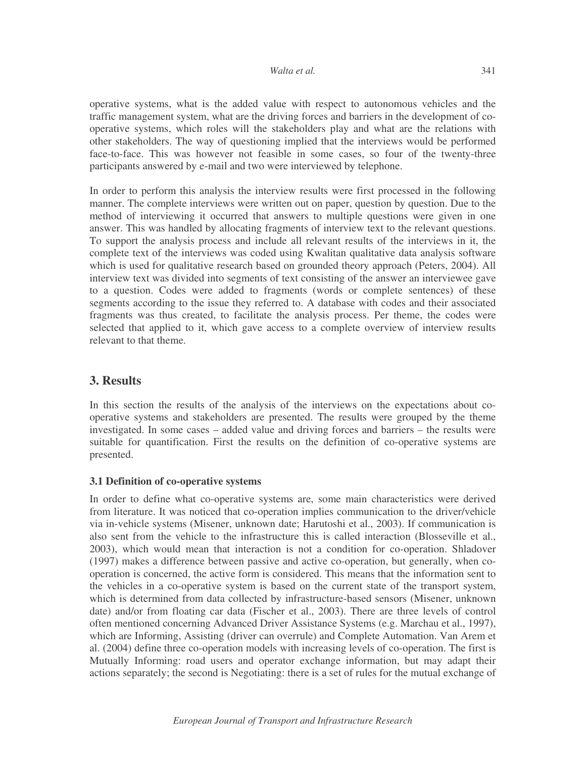operative systems, what is the added value with respect to autonomous vehicles and the traffic management system, what are the driving forces and barriers in the development of co-operative systems, which roles will the stakeholders play and what are the relations with other stakeholders. The way of questioning implied that the interviews would be performed face-to-face. This was however not feasible in some cases, so four of the twenty-three participants answered by e-mail and two were interviewed by telephone.

In order to perform this analysis the interview results were first processed in the following manner. The complete interviews were written out on paper, question by question. Due to the method of interviewing it occurred that answers to multiple questions were given in one answer. This was handled by allocating fragments of interview text to the relevant questions. To support the analysis process and include all relevant results of the interviews in it, the complete text of the interviews was coded using Kwalitan qualitative data analysis software which is used for qualitative research based on grounded theory approach (Peters, 2004). All interview text was divided into segments of text consisting of the answer an interviewee gave to a question. Codes were added to fragments (words or complete sentences) of these segments according to the issue they referred to. A database with codes and their associated fragments was thus created, to facilitate the analysis process. Per theme, the codes were selected that applied to it, which gave access to a complete overview of interview results relevant to that theme.

## 3. Results

In this section the results of the analysis of the interviews on the expectations about co-operative systems and stakeholders are presented. The results were grouped by the theme investigated. In some cases – added value and driving forces and barriers – the results were suitable for quantification. First the results on the definition of co-operative systems are presented.

### 3.1 Definition of co-operative systems

In order to define what co-operative systems are, some main characteristics were derived from literature. It was noticed that co-operation implies communication to the driver/vehicle via in-vehicle systems (Misener, unknown date; Harutoshi et al., 2003). If communication is also sent from the vehicle to the infrastructure this is called interaction (Blosseville et al., 2003), which would mean that interaction is not a condition for co-operation. Shladover (1997) makes a difference between passive and active co-operation, but generally, when co-operation is concerned, the active form is considered. This means that the information sent to the vehicles in a co-operative system is based on the current state of the transport system, which is determined from data collected by infrastructure-based sensors (Misener, unknown date) and/or from floating car data (Fischer et al., 2003). There are three levels of control often mentioned concerning Advanced Driver Assistance Systems (e.g. Marchau et al., 1997), which are Informing, Assisting (driver can overrule) and Complete Automation. Van Arem et al. (2004) define three co-operation models with increasing levels of co-operation. The first is Mutually Informing: road users and operator exchange information, but may adapt their actions separately; the second is Negotiating: there is a set of rules for the mutual exchange of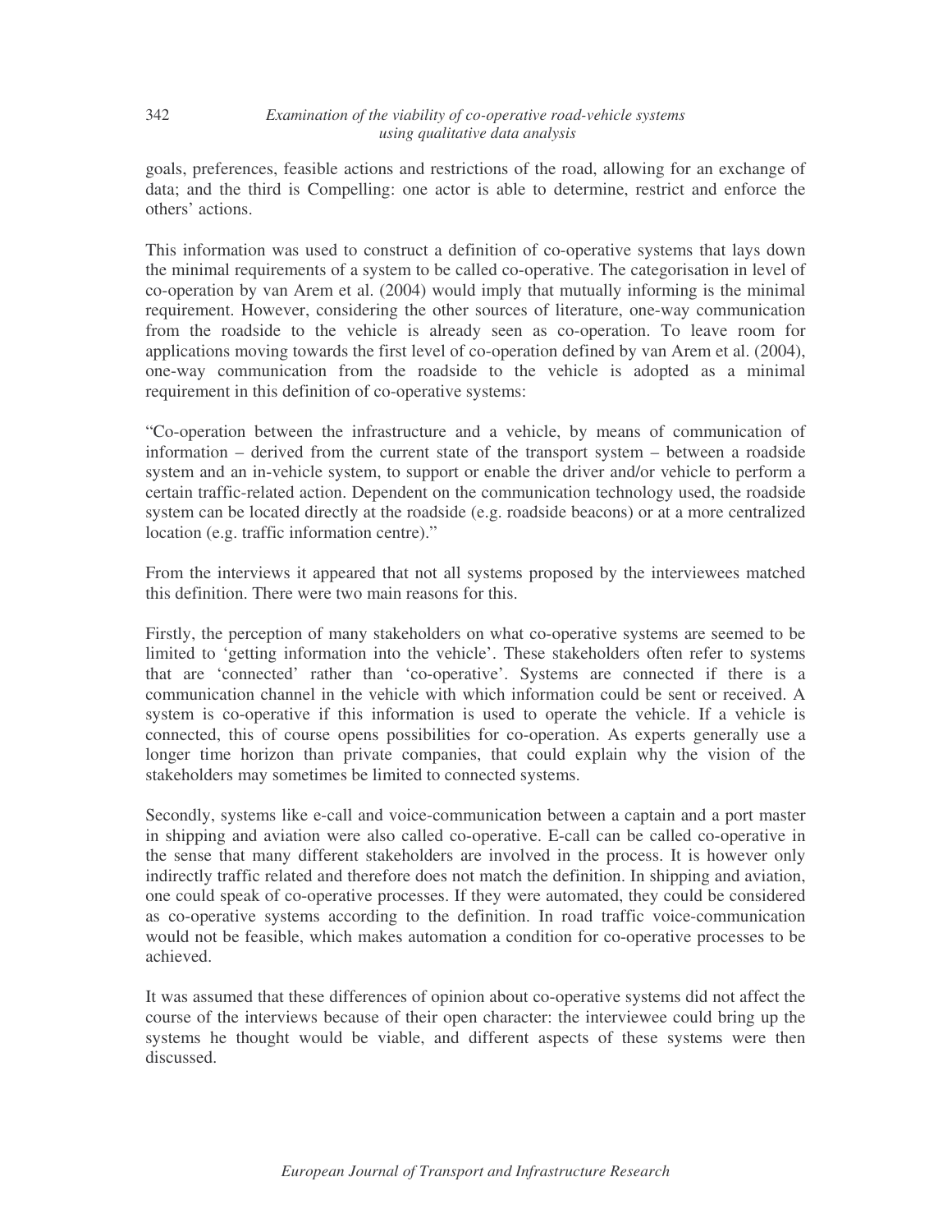goals, preferences, feasible actions and restrictions of the road, allowing for an exchange of data; and the third is Compelling: one actor is able to determine, restrict and enforce the others' actions.

This information was used to construct a definition of co-operative systems that lays down the minimal requirements of a system to be called co-operative. The categorisation in level of co-operation by van Arem et al. (2004) would imply that mutually informing is the minimal requirement. However, considering the other sources of literature, one-way communication from the roadside to the vehicle is already seen as co-operation. To leave room for applications moving towards the first level of co-operation defined by van Arem et al. (2004), one-way communication from the roadside to the vehicle is adopted as a minimal requirement in this definition of co-operative systems:

"Co-operation between the infrastructure and a vehicle, by means of communication of information – derived from the current state of the transport system – between a roadside system and an in-vehicle system, to support or enable the driver and/or vehicle to perform a certain traffic-related action. Dependent on the communication technology used, the roadside system can be located directly at the roadside (e.g. roadside beacons) or at a more centralized location (e.g. traffic information centre)."

From the interviews it appeared that not all systems proposed by the interviewees matched this definition. There were two main reasons for this.

Firstly, the perception of many stakeholders on what co-operative systems are seemed to be limited to 'getting information into the vehicle'. These stakeholders often refer to systems that are 'connected' rather than 'co-operative'. Systems are connected if there is a communication channel in the vehicle with which information could be sent or received. A system is co-operative if this information is used to operate the vehicle. If a vehicle is connected, this of course opens possibilities for co-operation. As experts generally use a longer time horizon than private companies, that could explain why the vision of the stakeholders may sometimes be limited to connected systems.

Secondly, systems like e-call and voice-communication between a captain and a port master in shipping and aviation were also called co-operative. E-call can be called co-operative in the sense that many different stakeholders are involved in the process. It is however only indirectly traffic related and therefore does not match the definition. In shipping and aviation, one could speak of co-operative processes. If they were automated, they could be considered as co-operative systems according to the definition. In road traffic voice-communication would not be feasible, which makes automation a condition for co-operative processes to be achieved.

It was assumed that these differences of opinion about co-operative systems did not affect the course of the interviews because of their open character: the interviewee could bring up the systems he thought would be viable, and different aspects of these systems were then discussed.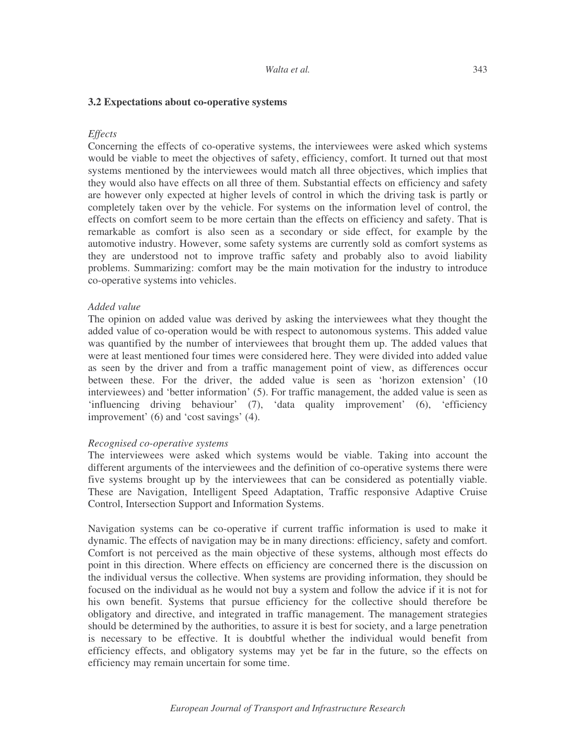### 3.2 Expectations about co-operative systems

*Effects*

Concerning the effects of co-operative systems, the interviewees were asked which systems would be viable to meet the objectives of safety, efficiency, comfort. It turned out that most systems mentioned by the interviewees would match all three objectives, which implies that they would also have effects on all three of them. Substantial effects on efficiency and safety are however only expected at higher levels of control in which the driving task is partly or completely taken over by the vehicle. For systems on the information level of control, the effects on comfort seem to be more certain than the effects on efficiency and safety. That is remarkable as comfort is also seen as a secondary or side effect, for example by the automotive industry. However, some safety systems are currently sold as comfort systems as they are understood not to improve traffic safety and probably also to avoid liability problems. Summarizing: comfort may be the main motivation for the industry to introduce co-operative systems into vehicles.

*Added value*

The opinion on added value was derived by asking the interviewees what they thought the added value of co-operation would be with respect to autonomous systems. This added value was quantified by the number of interviewees that brought them up. The added values that were at least mentioned four times were considered here. They were divided into added value as seen by the driver and from a traffic management point of view, as differences occur between these. For the driver, the added value is seen as 'horizon extension' (10 interviewees) and 'better information' (5). For traffic management, the added value is seen as 'influencing driving behaviour' (7), 'data quality improvement' (6), 'efficiency improvement' (6) and 'cost savings' (4).

*Recognised co-operative systems*

The interviewees were asked which systems would be viable. Taking into account the different arguments of the interviewees and the definition of co-operative systems there were five systems brought up by the interviewees that can be considered as potentially viable. These are Navigation, Intelligent Speed Adaptation, Traffic responsive Adaptive Cruise Control, Intersection Support and Information Systems.

Navigation systems can be co-operative if current traffic information is used to make it dynamic. The effects of navigation may be in many directions: efficiency, safety and comfort. Comfort is not perceived as the main objective of these systems, although most effects do point in this direction. Where effects on efficiency are concerned there is the discussion on the individual versus the collective. When systems are providing information, they should be focused on the individual as he would not buy a system and follow the advice if it is not for his own benefit. Systems that pursue efficiency for the collective should therefore be obligatory and directive, and integrated in traffic management. The management strategies should be determined by the authorities, to assure it is best for society, and a large penetration is necessary to be effective. It is doubtful whether the individual would benefit from efficiency effects, and obligatory systems may yet be far in the future, so the effects on efficiency may remain uncertain for some time.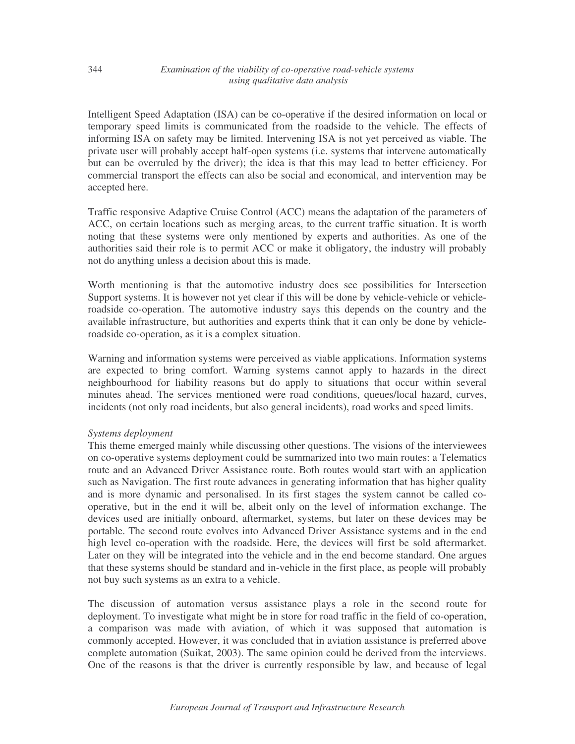Intelligent Speed Adaptation (ISA) can be co-operative if the desired information on local or temporary speed limits is communicated from the roadside to the vehicle. The effects of informing ISA on safety may be limited. Intervening ISA is not yet perceived as viable. The private user will probably accept half-open systems (i.e. systems that intervene automatically but can be overruled by the driver); the idea is that this may lead to better efficiency. For commercial transport the effects can also be social and economical, and intervention may be accepted here.

Traffic responsive Adaptive Cruise Control (ACC) means the adaptation of the parameters of ACC, on certain locations such as merging areas, to the current traffic situation. It is worth noting that these systems were only mentioned by experts and authorities. As one of the authorities said their role is to permit ACC or make it obligatory, the industry will probably not do anything unless a decision about this is made.

Worth mentioning is that the automotive industry does see possibilities for Intersection Support systems. It is however not yet clear if this will be done by vehicle-vehicle or vehicle-roadside co-operation. The automotive industry says this depends on the country and the available infrastructure, but authorities and experts think that it can only be done by vehicle-roadside co-operation, as it is a complex situation.

Warning and information systems were perceived as viable applications. Information systems are expected to bring comfort. Warning systems cannot apply to hazards in the direct neighbourhood for liability reasons but do apply to situations that occur within several minutes ahead. The services mentioned were road conditions, queues/local hazard, curves, incidents (not only road incidents, but also general incidents), road works and speed limits.

*Systems deployment*

This theme emerged mainly while discussing other questions. The visions of the interviewees on co-operative systems deployment could be summarized into two main routes: a Telematics route and an Advanced Driver Assistance route. Both routes would start with an application such as Navigation. The first route advances in generating information that has higher quality and is more dynamic and personalised. In its first stages the system cannot be called co-operative, but in the end it will be, albeit only on the level of information exchange. The devices used are initially onboard, aftermarket, systems, but later on these devices may be portable. The second route evolves into Advanced Driver Assistance systems and in the end high level co-operation with the roadside. Here, the devices will first be sold aftermarket. Later on they will be integrated into the vehicle and in the end become standard. One argues that these systems should be standard and in-vehicle in the first place, as people will probably not buy such systems as an extra to a vehicle.

The discussion of automation versus assistance plays a role in the second route for deployment. To investigate what might be in store for road traffic in the field of co-operation, a comparison was made with aviation, of which it was supposed that automation is commonly accepted. However, it was concluded that in aviation assistance is preferred above complete automation (Suikat, 2003). The same opinion could be derived from the interviews. One of the reasons is that the driver is currently responsible by law, and because of legal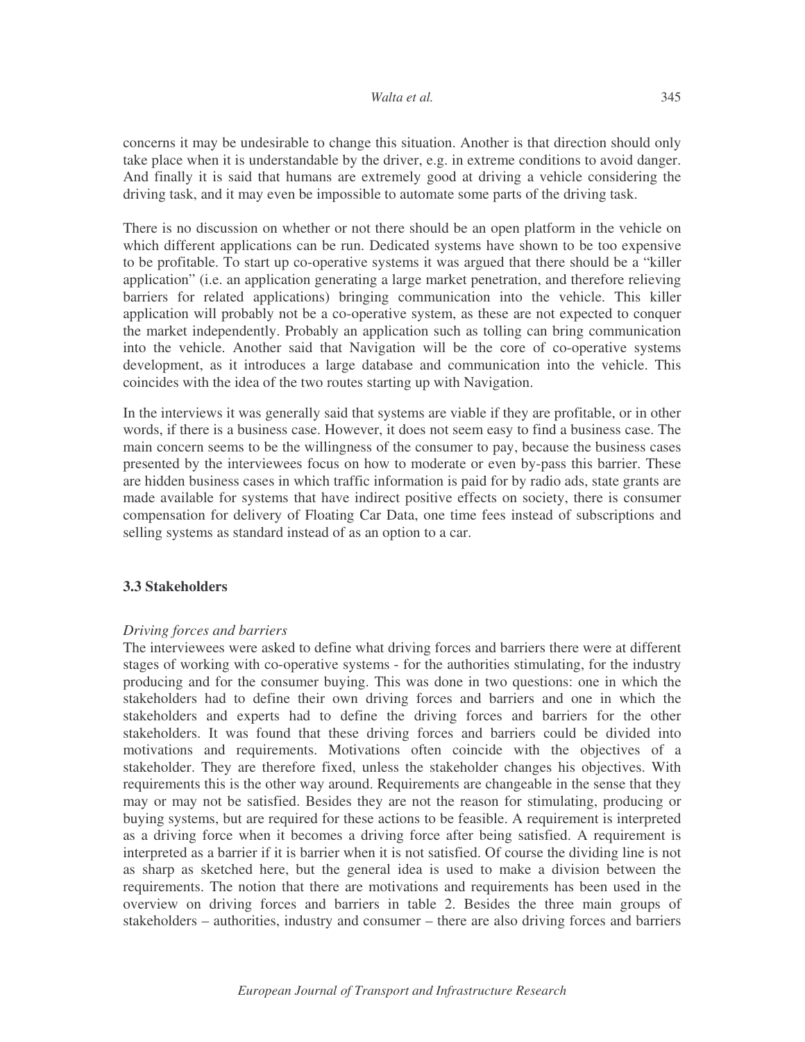concerns it may be undesirable to change this situation. Another is that direction should only take place when it is understandable by the driver, e.g. in extreme conditions to avoid danger. And finally it is said that humans are extremely good at driving a vehicle considering the driving task, and it may even be impossible to automate some parts of the driving task.

There is no discussion on whether or not there should be an open platform in the vehicle on which different applications can be run. Dedicated systems have shown to be too expensive to be profitable. To start up co-operative systems it was argued that there should be a "killer application" (i.e. an application generating a large market penetration, and therefore relieving barriers for related applications) bringing communication into the vehicle. This killer application will probably not be a co-operative system, as these are not expected to conquer the market independently. Probably an application such as tolling can bring communication into the vehicle. Another said that Navigation will be the core of co-operative systems development, as it introduces a large database and communication into the vehicle. This coincides with the idea of the two routes starting up with Navigation.

In the interviews it was generally said that systems are viable if they are profitable, or in other words, if there is a business case. However, it does not seem easy to find a business case. The main concern seems to be the willingness of the consumer to pay, because the business cases presented by the interviewees focus on how to moderate or even by-pass this barrier. These are hidden business cases in which traffic information is paid for by radio ads, state grants are made available for systems that have indirect positive effects on society, there is consumer compensation for delivery of Floating Car Data, one time fees instead of subscriptions and selling systems as standard instead of as an option to a car.

### 3.3 Stakeholders

*Driving forces and barriers*

The interviewees were asked to define what driving forces and barriers there were at different stages of working with co-operative systems - for the authorities stimulating, for the industry producing and for the consumer buying. This was done in two questions: one in which the stakeholders had to define their own driving forces and barriers and one in which the stakeholders and experts had to define the driving forces and barriers for the other stakeholders. It was found that these driving forces and barriers could be divided into motivations and requirements. Motivations often coincide with the objectives of a stakeholder. They are therefore fixed, unless the stakeholder changes his objectives. With requirements this is the other way around. Requirements are changeable in the sense that they may or may not be satisfied. Besides they are not the reason for stimulating, producing or buying systems, but are required for these actions to be feasible. A requirement is interpreted as a driving force when it becomes a driving force after being satisfied. A requirement is interpreted as a barrier if it is barrier when it is not satisfied. Of course the dividing line is not as sharp as sketched here, but the general idea is used to make a division between the requirements. The notion that there are motivations and requirements has been used in the overview on driving forces and barriers in table 2. Besides the three main groups of stakeholders – authorities, industry and consumer – there are also driving forces and barriers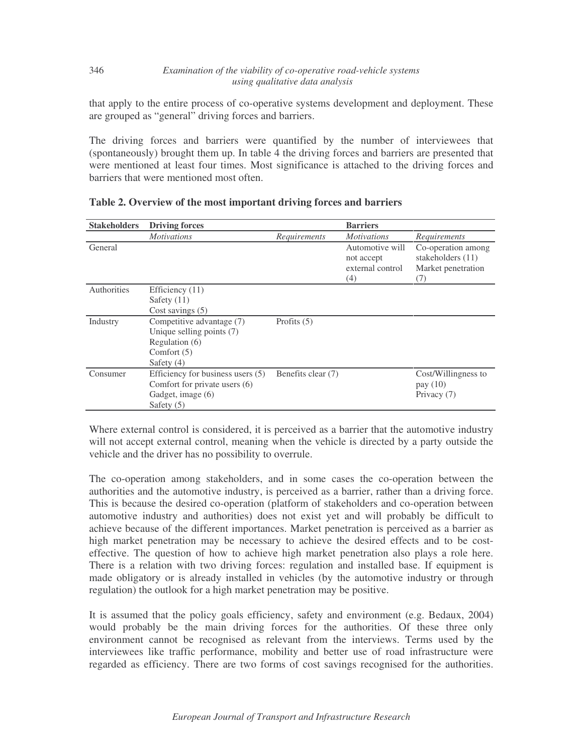that apply to the entire process of co-operative systems development and deployment. These are grouped as "general" driving forces and barriers.

The driving forces and barriers were quantified by the number of interviewees that (spontaneously) brought them up. In table 4 the driving forces and barriers are presented that were mentioned at least four times. Most significance is attached to the driving forces and barriers that were mentioned most often.

**Table 2. Overview of the most important driving forces and barriers**

| **Stakeholders** | **Driving forces** | | **Barriers** | |
|---|---|---|---|---|
| | *Motivations* | *Requirements* | *Motivations* | *Requirements* |
| General | | | Automotive will not accept external control (4) | Co-operation among stakeholders (11)<br>Market penetration (7) |
| Authorities | Efficiency (11)<br>Safety (11)<br>Cost savings (5) | | | |
| Industry | Competitive advantage (7)<br>Unique selling points (7)<br>Regulation (6)<br>Comfort (5)<br>Safety (4) | Profits (5) | | |
| Consumer | Efficiency for business users (5)<br>Comfort for private users (6)<br>Gadget, image (6)<br>Safety (5) | Benefits clear (7) | | Cost/Willingness to pay (10)<br>Privacy (7) |

Where external control is considered, it is perceived as a barrier that the automotive industry will not accept external control, meaning when the vehicle is directed by a party outside the vehicle and the driver has no possibility to overrule.

The co-operation among stakeholders, and in some cases the co-operation between the authorities and the automotive industry, is perceived as a barrier, rather than a driving force. This is because the desired co-operation (platform of stakeholders and co-operation between automotive industry and authorities) does not exist yet and will probably be difficult to achieve because of the different importances. Market penetration is perceived as a barrier as high market penetration may be necessary to achieve the desired effects and to be cost-effective. The question of how to achieve high market penetration also plays a role here. There is a relation with two driving forces: regulation and installed base. If equipment is made obligatory or is already installed in vehicles (by the automotive industry or through regulation) the outlook for a high market penetration may be positive.

It is assumed that the policy goals efficiency, safety and environment (e.g. Bedaux, 2004) would probably be the main driving forces for the authorities. Of these three only environment cannot be recognised as relevant from the interviews. Terms used by the interviewees like traffic performance, mobility and better use of road infrastructure were regarded as efficiency. There are two forms of cost savings recognised for the authorities.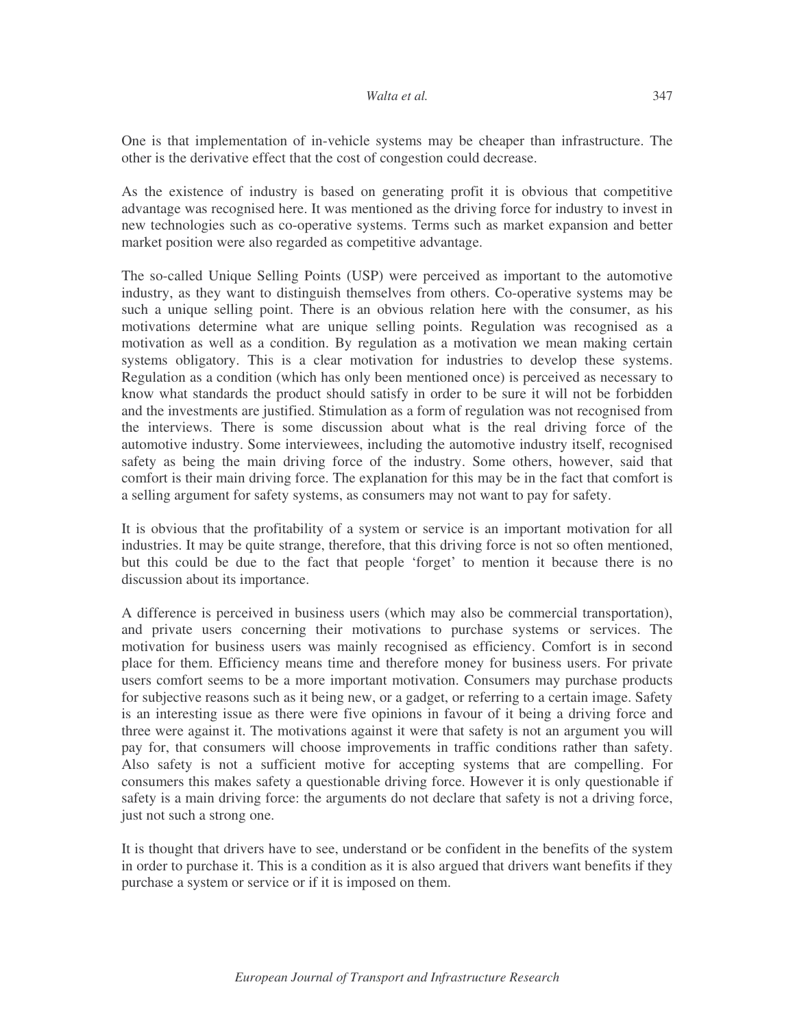One is that implementation of in-vehicle systems may be cheaper than infrastructure. The other is the derivative effect that the cost of congestion could decrease.

As the existence of industry is based on generating profit it is obvious that competitive advantage was recognised here. It was mentioned as the driving force for industry to invest in new technologies such as co-operative systems. Terms such as market expansion and better market position were also regarded as competitive advantage.

The so-called Unique Selling Points (USP) were perceived as important to the automotive industry, as they want to distinguish themselves from others. Co-operative systems may be such a unique selling point. There is an obvious relation here with the consumer, as his motivations determine what are unique selling points. Regulation was recognised as a motivation as well as a condition. By regulation as a motivation we mean making certain systems obligatory. This is a clear motivation for industries to develop these systems. Regulation as a condition (which has only been mentioned once) is perceived as necessary to know what standards the product should satisfy in order to be sure it will not be forbidden and the investments are justified. Stimulation as a form of regulation was not recognised from the interviews. There is some discussion about what is the real driving force of the automotive industry. Some interviewees, including the automotive industry itself, recognised safety as being the main driving force of the industry. Some others, however, said that comfort is their main driving force. The explanation for this may be in the fact that comfort is a selling argument for safety systems, as consumers may not want to pay for safety.

It is obvious that the profitability of a system or service is an important motivation for all industries. It may be quite strange, therefore, that this driving force is not so often mentioned, but this could be due to the fact that people 'forget' to mention it because there is no discussion about its importance.

A difference is perceived in business users (which may also be commercial transportation), and private users concerning their motivations to purchase systems or services. The motivation for business users was mainly recognised as efficiency. Comfort is in second place for them. Efficiency means time and therefore money for business users. For private users comfort seems to be a more important motivation. Consumers may purchase products for subjective reasons such as it being new, or a gadget, or referring to a certain image. Safety is an interesting issue as there were five opinions in favour of it being a driving force and three were against it. The motivations against it were that safety is not an argument you will pay for, that consumers will choose improvements in traffic conditions rather than safety. Also safety is not a sufficient motive for accepting systems that are compelling. For consumers this makes safety a questionable driving force. However it is only questionable if safety is a main driving force: the arguments do not declare that safety is not a driving force, just not such a strong one.

It is thought that drivers have to see, understand or be confident in the benefits of the system in order to purchase it. This is a condition as it is also argued that drivers want benefits if they purchase a system or service or if it is imposed on them.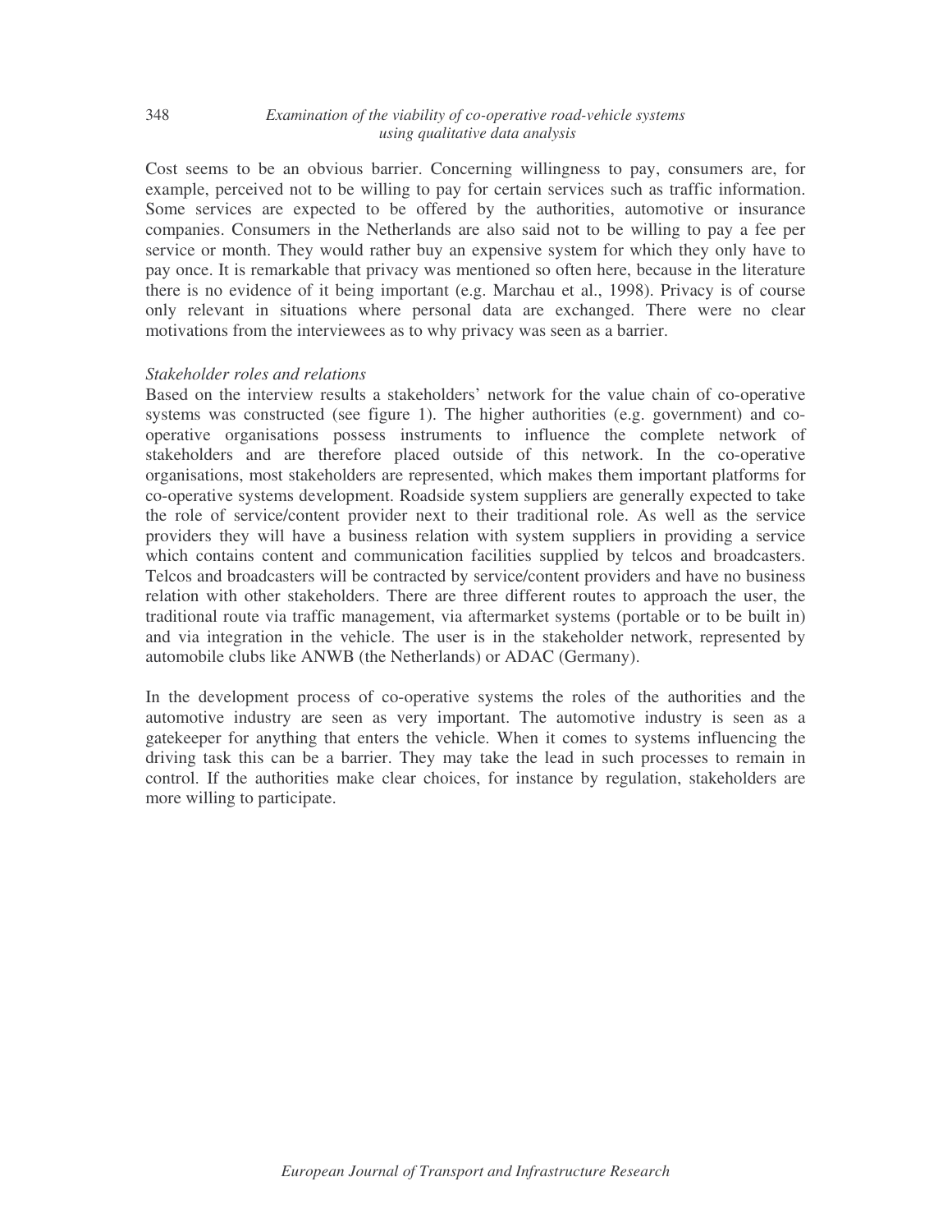Cost seems to be an obvious barrier. Concerning willingness to pay, consumers are, for example, perceived not to be willing to pay for certain services such as traffic information. Some services are expected to be offered by the authorities, automotive or insurance companies. Consumers in the Netherlands are also said not to be willing to pay a fee per service or month. They would rather buy an expensive system for which they only have to pay once. It is remarkable that privacy was mentioned so often here, because in the literature there is no evidence of it being important (e.g. Marchau et al., 1998). Privacy is of course only relevant in situations where personal data are exchanged. There were no clear motivations from the interviewees as to why privacy was seen as a barrier.

*Stakeholder roles and relations*

Based on the interview results a stakeholders' network for the value chain of co-operative systems was constructed (see figure 1). The higher authorities (e.g. government) and co-operative organisations possess instruments to influence the complete network of stakeholders and are therefore placed outside of this network. In the co-operative organisations, most stakeholders are represented, which makes them important platforms for co-operative systems development. Roadside system suppliers are generally expected to take the role of service/content provider next to their traditional role. As well as the service providers they will have a business relation with system suppliers in providing a service which contains content and communication facilities supplied by telcos and broadcasters. Telcos and broadcasters will be contracted by service/content providers and have no business relation with other stakeholders. There are three different routes to approach the user, the traditional route via traffic management, via aftermarket systems (portable or to be built in) and via integration in the vehicle. The user is in the stakeholder network, represented by automobile clubs like ANWB (the Netherlands) or ADAC (Germany).

In the development process of co-operative systems the roles of the authorities and the automotive industry are seen as very important. The automotive industry is seen as a gatekeeper for anything that enters the vehicle. When it comes to systems influencing the driving task this can be a barrier. They may take the lead in such processes to remain in control. If the authorities make clear choices, for instance by regulation, stakeholders are more willing to participate.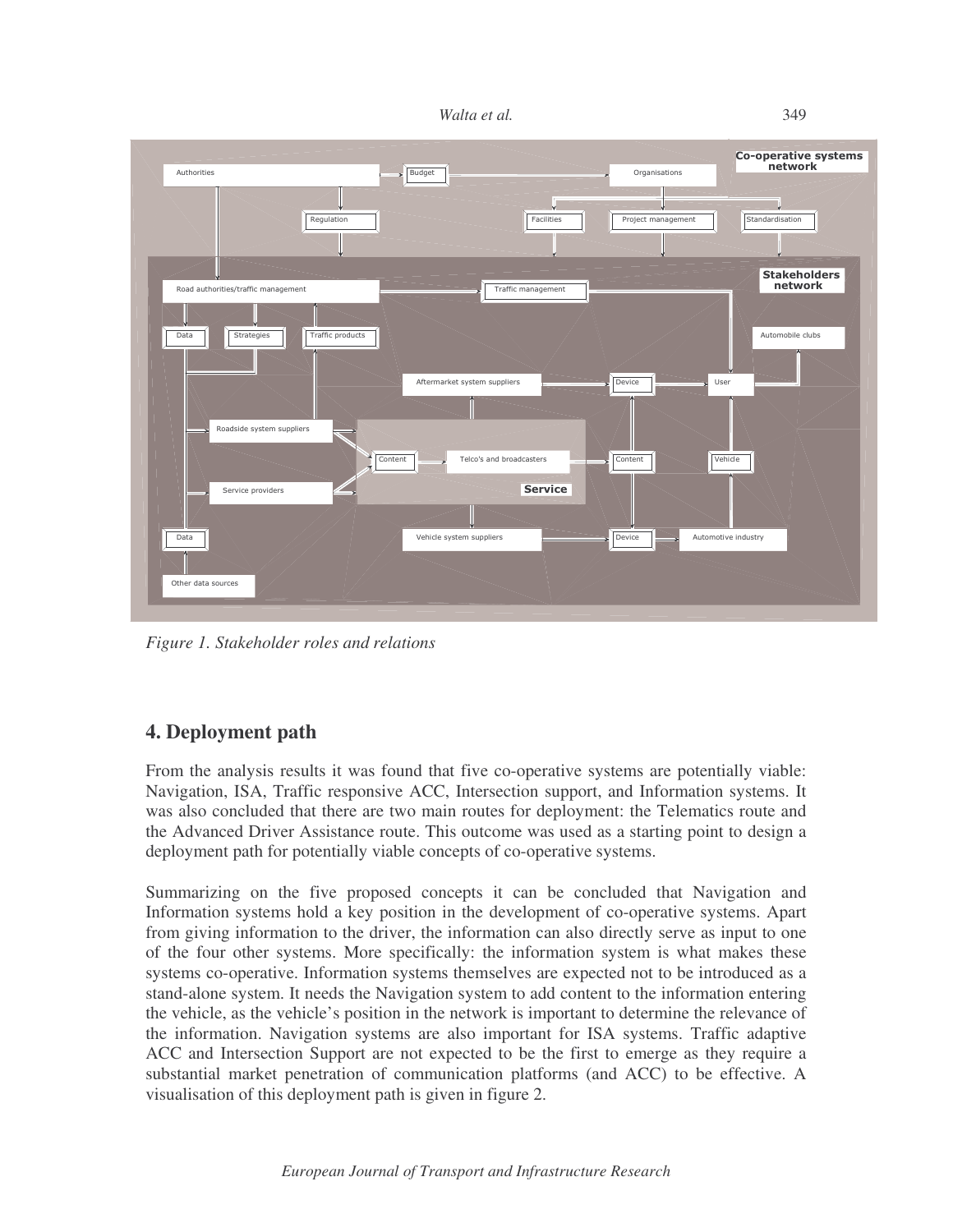Figure 1. Stakeholder roles and relations

## 4. Deployment path

From the analysis results it was found that five co-operative systems are potentially viable: Navigation, ISA, Traffic responsive ACC, Intersection support, and Information systems. It was also concluded that there are two main routes for deployment: the Telematics route and the Advanced Driver Assistance route. This outcome was used as a starting point to design a deployment path for potentially viable concepts of co-operative systems.

Summarizing on the five proposed concepts it can be concluded that Navigation and Information systems hold a key position in the development of co-operative systems. Apart from giving information to the driver, the information can also directly serve as input to one of the four other systems. More specifically: the information system is what makes these systems co-operative. Information systems themselves are expected not to be introduced as a stand-alone system. It needs the Navigation system to add content to the information entering the vehicle, as the vehicle's position in the network is important to determine the relevance of the information. Navigation systems are also important for ISA systems. Traffic adaptive ACC and Intersection Support are not expected to be the first to emerge as they require a substantial market penetration of communication platforms (and ACC) to be effective. A visualisation of this deployment path is given in figure 2.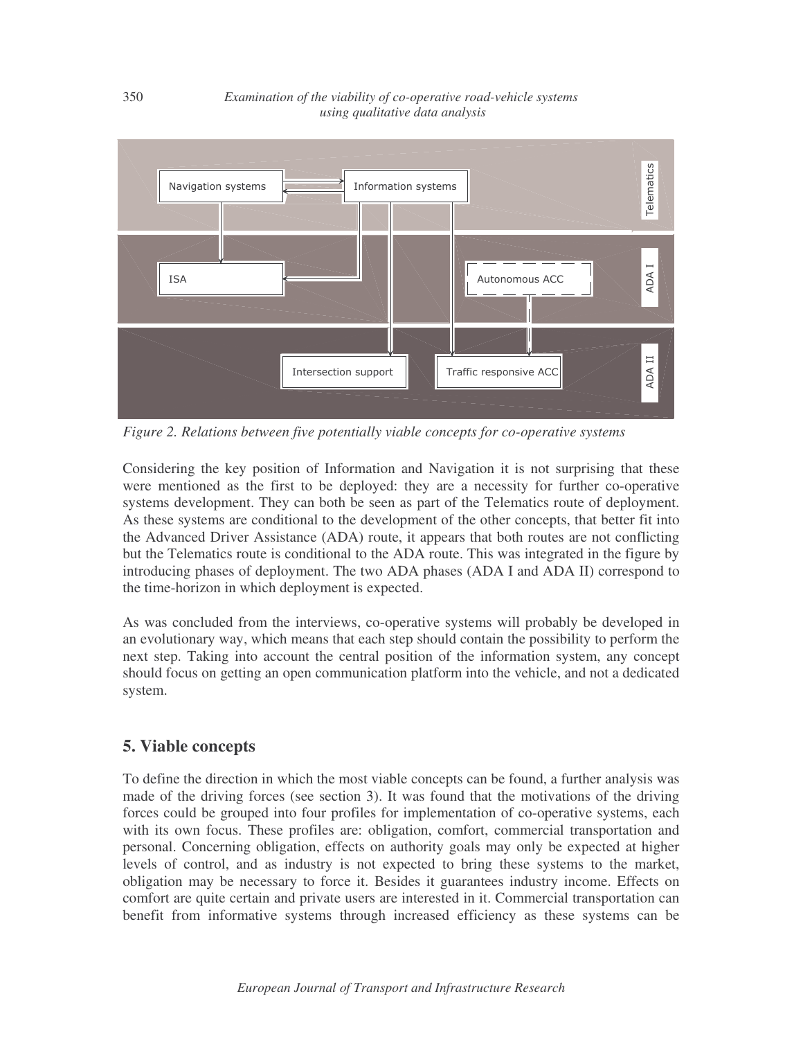*Figure 2. Relations between five potentially viable concepts for co-operative systems*

Considering the key position of Information and Navigation it is not surprising that these were mentioned as the first to be deployed: they are a necessity for further co-operative systems development. They can both be seen as part of the Telematics route of deployment. As these systems are conditional to the development of the other concepts, that better fit into the Advanced Driver Assistance (ADA) route, it appears that both routes are not conflicting but the Telematics route is conditional to the ADA route. This was integrated in the figure by introducing phases of deployment. The two ADA phases (ADA I and ADA II) correspond to the time-horizon in which deployment is expected.

As was concluded from the interviews, co-operative systems will probably be developed in an evolutionary way, which means that each step should contain the possibility to perform the next step. Taking into account the central position of the information system, any concept should focus on getting an open communication platform into the vehicle, and not a dedicated system.

## 5. Viable concepts

To define the direction in which the most viable concepts can be found, a further analysis was made of the driving forces (see section 3). It was found that the motivations of the driving forces could be grouped into four profiles for implementation of co-operative systems, each with its own focus. These profiles are: obligation, comfort, commercial transportation and personal. Concerning obligation, effects on authority goals may only be expected at higher levels of control, and as industry is not expected to bring these systems to the market, obligation may be necessary to force it. Besides it guarantees industry income. Effects on comfort are quite certain and private users are interested in it. Commercial transportation can benefit from informative systems through increased efficiency as these systems can be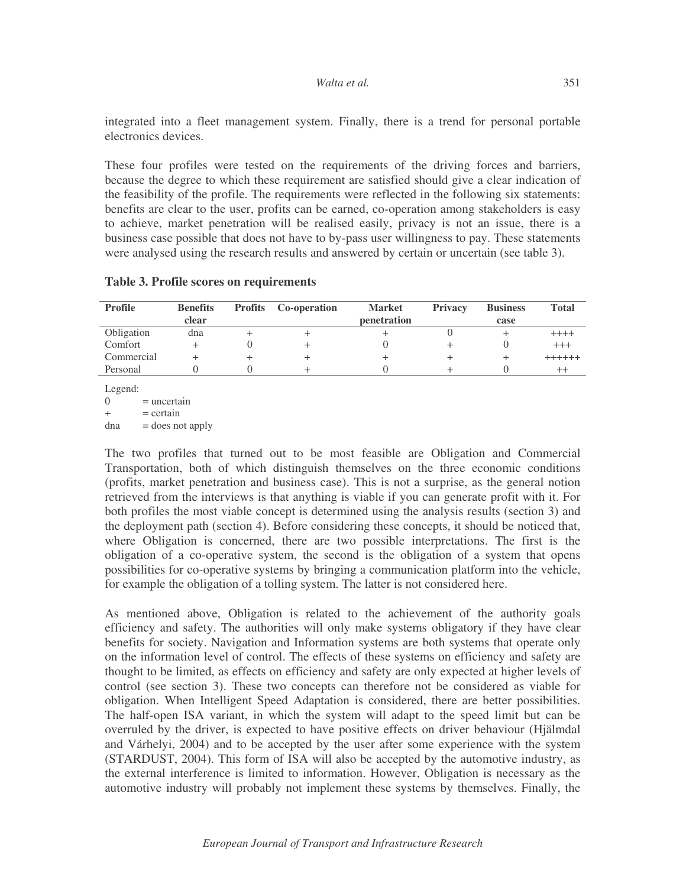integrated into a fleet management system. Finally, there is a trend for personal portable electronics devices.

These four profiles were tested on the requirements of the driving forces and barriers, because the degree to which these requirement are satisfied should give a clear indication of the feasibility of the profile. The requirements were reflected in the following six statements: benefits are clear to the user, profits can be earned, co-operation among stakeholders is easy to achieve, market penetration will be realised easily, privacy is not an issue, there is a business case possible that does not have to by-pass user willingness to pay. These statements were analysed using the research results and answered by certain or uncertain (see table 3).

**Table 3. Profile scores on requirements**

| Profile | Benefits clear | Profits | Co-operation | Market penetration | Privacy | Business case | Total |
|---|---|---|---|---|---|---|---|
| Obligation | dna | + | + | + | 0 | + | ++++ |
| Comfort | + | 0 | + | 0 | + | 0 | +++ |
| Commercial | + | + | + | + | + | + | ++++++ |
| Personal | 0 | 0 | + | 0 | + | 0 | ++ |

Legend:
0 = uncertain
\+ = certain
dna = does not apply

The two profiles that turned out to be most feasible are Obligation and Commercial Transportation, both of which distinguish themselves on the three economic conditions (profits, market penetration and business case). This is not a surprise, as the general notion retrieved from the interviews is that anything is viable if you can generate profit with it. For both profiles the most viable concept is determined using the analysis results (section 3) and the deployment path (section 4). Before considering these concepts, it should be noticed that, where Obligation is concerned, there are two possible interpretations. The first is the obligation of a co-operative system, the second is the obligation of a system that opens possibilities for co-operative systems by bringing a communication platform into the vehicle, for example the obligation of a tolling system. The latter is not considered here.

As mentioned above, Obligation is related to the achievement of the authority goals efficiency and safety. The authorities will only make systems obligatory if they have clear benefits for society. Navigation and Information systems are both systems that operate only on the information level of control. The effects of these systems on efficiency and safety are thought to be limited, as effects on efficiency and safety are only expected at higher levels of control (see section 3). These two concepts can therefore not be considered as viable for obligation. When Intelligent Speed Adaptation is considered, there are better possibilities. The half-open ISA variant, in which the system will adapt to the speed limit but can be overruled by the driver, is expected to have positive effects on driver behaviour (Hjälmdal and Várhelyi, 2004) and to be accepted by the user after some experience with the system (STARDUST, 2004). This form of ISA will also be accepted by the automotive industry, as the external interference is limited to information. However, Obligation is necessary as the automotive industry will probably not implement these systems by themselves. Finally, the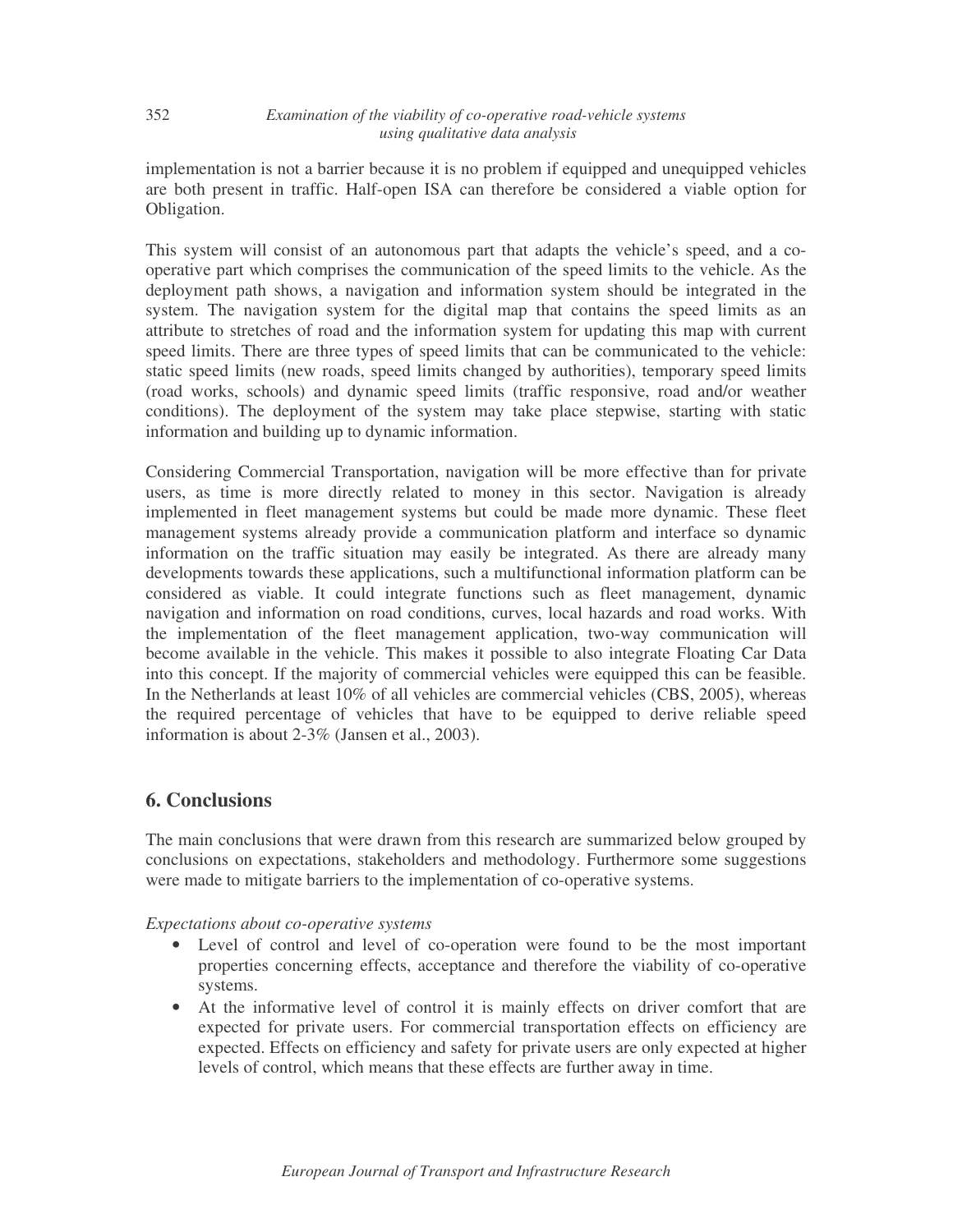implementation is not a barrier because it is no problem if equipped and unequipped vehicles are both present in traffic. Half-open ISA can therefore be considered a viable option for Obligation.

This system will consist of an autonomous part that adapts the vehicle's speed, and a co-operative part which comprises the communication of the speed limits to the vehicle. As the deployment path shows, a navigation and information system should be integrated in the system. The navigation system for the digital map that contains the speed limits as an attribute to stretches of road and the information system for updating this map with current speed limits. There are three types of speed limits that can be communicated to the vehicle: static speed limits (new roads, speed limits changed by authorities), temporary speed limits (road works, schools) and dynamic speed limits (traffic responsive, road and/or weather conditions). The deployment of the system may take place stepwise, starting with static information and building up to dynamic information.

Considering Commercial Transportation, navigation will be more effective than for private users, as time is more directly related to money in this sector. Navigation is already implemented in fleet management systems but could be made more dynamic. These fleet management systems already provide a communication platform and interface so dynamic information on the traffic situation may easily be integrated. As there are already many developments towards these applications, such a multifunctional information platform can be considered as viable. It could integrate functions such as fleet management, dynamic navigation and information on road conditions, curves, local hazards and road works. With the implementation of the fleet management application, two-way communication will become available in the vehicle. This makes it possible to also integrate Floating Car Data into this concept. If the majority of commercial vehicles were equipped this can be feasible. In the Netherlands at least 10% of all vehicles are commercial vehicles (CBS, 2005), whereas the required percentage of vehicles that have to be equipped to derive reliable speed information is about 2-3% (Jansen et al., 2003).

## 6. Conclusions

The main conclusions that were drawn from this research are summarized below grouped by conclusions on expectations, stakeholders and methodology. Furthermore some suggestions were made to mitigate barriers to the implementation of co-operative systems.

*Expectations about co-operative systems*

- Level of control and level of co-operation were found to be the most important properties concerning effects, acceptance and therefore the viability of co-operative systems.
- At the informative level of control it is mainly effects on driver comfort that are expected for private users. For commercial transportation effects on efficiency are expected. Effects on efficiency and safety for private users are only expected at higher levels of control, which means that these effects are further away in time.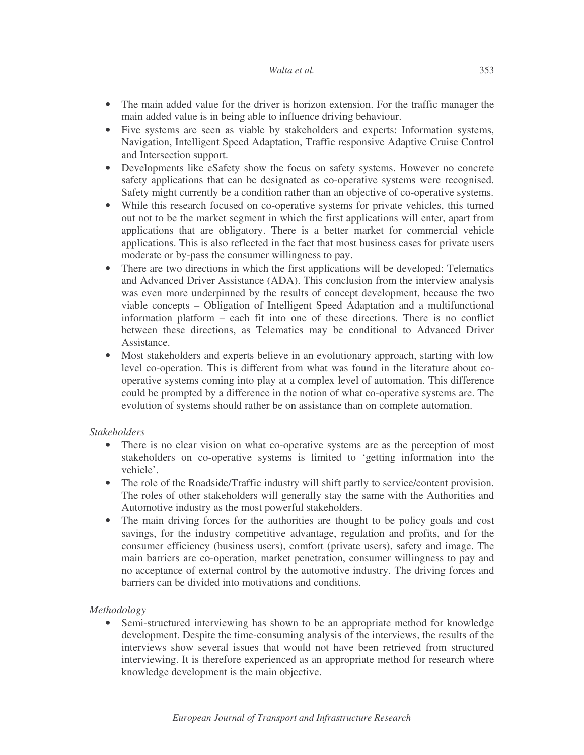- The main added value for the driver is horizon extension. For the traffic manager the main added value is in being able to influence driving behaviour.
- Five systems are seen as viable by stakeholders and experts: Information systems, Navigation, Intelligent Speed Adaptation, Traffic responsive Adaptive Cruise Control and Intersection support.
- Developments like eSafety show the focus on safety systems. However no concrete safety applications that can be designated as co-operative systems were recognised. Safety might currently be a condition rather than an objective of co-operative systems.
- While this research focused on co-operative systems for private vehicles, this turned out not to be the market segment in which the first applications will enter, apart from applications that are obligatory. There is a better market for commercial vehicle applications. This is also reflected in the fact that most business cases for private users moderate or by-pass the consumer willingness to pay.
- There are two directions in which the first applications will be developed: Telematics and Advanced Driver Assistance (ADA). This conclusion from the interview analysis was even more underpinned by the results of concept development, because the two viable concepts – Obligation of Intelligent Speed Adaptation and a multifunctional information platform – each fit into one of these directions. There is no conflict between these directions, as Telematics may be conditional to Advanced Driver Assistance.
- Most stakeholders and experts believe in an evolutionary approach, starting with low level co-operation. This is different from what was found in the literature about co-operative systems coming into play at a complex level of automation. This difference could be prompted by a difference in the notion of what co-operative systems are. The evolution of systems should rather be on assistance than on complete automation.

*Stakeholders*

- There is no clear vision on what co-operative systems are as the perception of most stakeholders on co-operative systems is limited to 'getting information into the vehicle'.
- The role of the Roadside/Traffic industry will shift partly to service/content provision. The roles of other stakeholders will generally stay the same with the Authorities and Automotive industry as the most powerful stakeholders.
- The main driving forces for the authorities are thought to be policy goals and cost savings, for the industry competitive advantage, regulation and profits, and for the consumer efficiency (business users), comfort (private users), safety and image. The main barriers are co-operation, market penetration, consumer willingness to pay and no acceptance of external control by the automotive industry. The driving forces and barriers can be divided into motivations and conditions.

*Methodology*

- Semi-structured interviewing has shown to be an appropriate method for knowledge development. Despite the time-consuming analysis of the interviews, the results of the interviews show several issues that would not have been retrieved from structured interviewing. It is therefore experienced as an appropriate method for research where knowledge development is the main objective.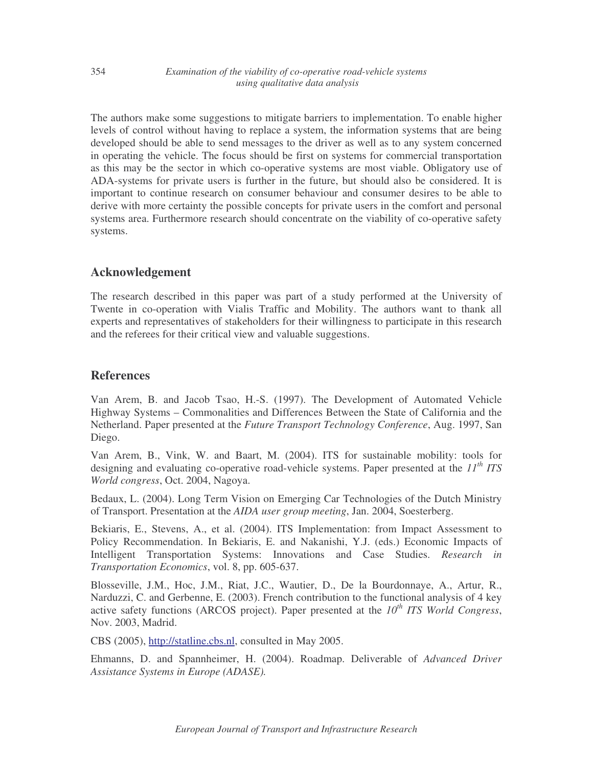The authors make some suggestions to mitigate barriers to implementation. To enable higher levels of control without having to replace a system, the information systems that are being developed should be able to send messages to the driver as well as to any system concerned in operating the vehicle. The focus should be first on systems for commercial transportation as this may be the sector in which co-operative systems are most viable. Obligatory use of ADA-systems for private users is further in the future, but should also be considered. It is important to continue research on consumer behaviour and consumer desires to be able to derive with more certainty the possible concepts for private users in the comfort and personal systems area. Furthermore research should concentrate on the viability of co-operative safety systems.

## Acknowledgement

The research described in this paper was part of a study performed at the University of Twente in co-operation with Vialis Traffic and Mobility. The authors want to thank all experts and representatives of stakeholders for their willingness to participate in this research and the referees for their critical view and valuable suggestions.

## References

Van Arem, B. and Jacob Tsao, H.-S. (1997). The Development of Automated Vehicle Highway Systems – Commonalities and Differences Between the State of California and the Netherland. Paper presented at the *Future Transport Technology Conference*, Aug. 1997, San Diego.

Van Arem, B., Vink, W. and Baart, M. (2004). ITS for sustainable mobility: tools for designing and evaluating co-operative road-vehicle systems. Paper presented at the *11th ITS World congress*, Oct. 2004, Nagoya.

Bedaux, L. (2004). Long Term Vision on Emerging Car Technologies of the Dutch Ministry of Transport. Presentation at the *AIDA user group meeting*, Jan. 2004, Soesterberg.

Bekiaris, E., Stevens, A., et al. (2004). ITS Implementation: from Impact Assessment to Policy Recommendation. In Bekiaris, E. and Nakanishi, Y.J. (eds.) Economic Impacts of Intelligent Transportation Systems: Innovations and Case Studies. *Research in Transportation Economics*, vol. 8, pp. 605-637.

Blosseville, J.M., Hoc, J.M., Riat, J.C., Wautier, D., De la Bourdonnaye, A., Artur, R., Narduzzi, C. and Gerbenne, E. (2003). French contribution to the functional analysis of 4 key active safety functions (ARCOS project). Paper presented at the *10th ITS World Congress*, Nov. 2003, Madrid.

CBS (2005), http://statline.cbs.nl, consulted in May 2005.

Ehmanns, D. and Spannheimer, H. (2004). Roadmap. Deliverable of *Advanced Driver Assistance Systems in Europe (ADASE).*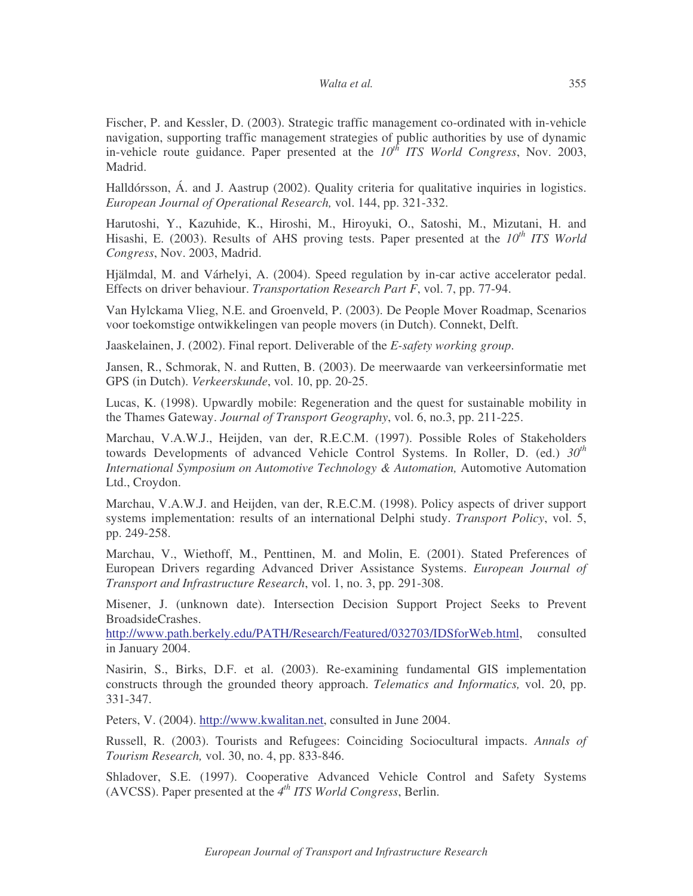Fischer, P. and Kessler, D. (2003). Strategic traffic management co-ordinated with in-vehicle navigation, supporting traffic management strategies of public authorities by use of dynamic in-vehicle route guidance. Paper presented at the *10th ITS World Congress*, Nov. 2003, Madrid.

Halldórsson, Á. and J. Aastrup (2002). Quality criteria for qualitative inquiries in logistics. *European Journal of Operational Research,* vol. 144, pp. 321-332.

Harutoshi, Y., Kazuhide, K., Hiroshi, M., Hiroyuki, O., Satoshi, M., Mizutani, H. and Hisashi, E. (2003). Results of AHS proving tests. Paper presented at the *10th ITS World Congress*, Nov. 2003, Madrid.

Hjälmdal, M. and Várhelyi, A. (2004). Speed regulation by in-car active accelerator pedal. Effects on driver behaviour. *Transportation Research Part F*, vol. 7, pp. 77-94.

Van Hylckama Vlieg, N.E. and Groenveld, P. (2003). De People Mover Roadmap, Scenarios voor toekomstige ontwikkelingen van people movers (in Dutch). Connekt, Delft.

Jaaskelainen, J. (2002). Final report. Deliverable of the *E-safety working group*.

Jansen, R., Schmorak, N. and Rutten, B. (2003). De meerwaarde van verkeersinformatie met GPS (in Dutch). *Verkeerskunde*, vol. 10, pp. 20-25.

Lucas, K. (1998). Upwardly mobile: Regeneration and the quest for sustainable mobility in the Thames Gateway. *Journal of Transport Geography*, vol. 6, no.3, pp. 211-225.

Marchau, V.A.W.J., Heijden, van der, R.E.C.M. (1997). Possible Roles of Stakeholders towards Developments of advanced Vehicle Control Systems. In Roller, D. (ed.) *30th International Symposium on Automotive Technology & Automation,* Automotive Automation Ltd., Croydon.

Marchau, V.A.W.J. and Heijden, van der, R.E.C.M. (1998). Policy aspects of driver support systems implementation: results of an international Delphi study. *Transport Policy*, vol. 5, pp. 249-258.

Marchau, V., Wiethoff, M., Penttinen, M. and Molin, E. (2001). Stated Preferences of European Drivers regarding Advanced Driver Assistance Systems. *European Journal of Transport and Infrastructure Research*, vol. 1, no. 3, pp. 291-308.

Misener, J. (unknown date). Intersection Decision Support Project Seeks to Prevent BroadsideCrashes.
http://www.path.berkely.edu/PATH/Research/Featured/032703/IDSforWeb.html, consulted in January 2004.

Nasirin, S., Birks, D.F. et al. (2003). Re-examining fundamental GIS implementation constructs through the grounded theory approach. *Telematics and Informatics,* vol. 20, pp. 331-347.

Peters, V. (2004). http://www.kwalitan.net, consulted in June 2004.

Russell, R. (2003). Tourists and Refugees: Coinciding Sociocultural impacts. *Annals of Tourism Research,* vol. 30, no. 4, pp. 833-846.

Shladover, S.E. (1997). Cooperative Advanced Vehicle Control and Safety Systems (AVCSS). Paper presented at the *4th ITS World Congress*, Berlin.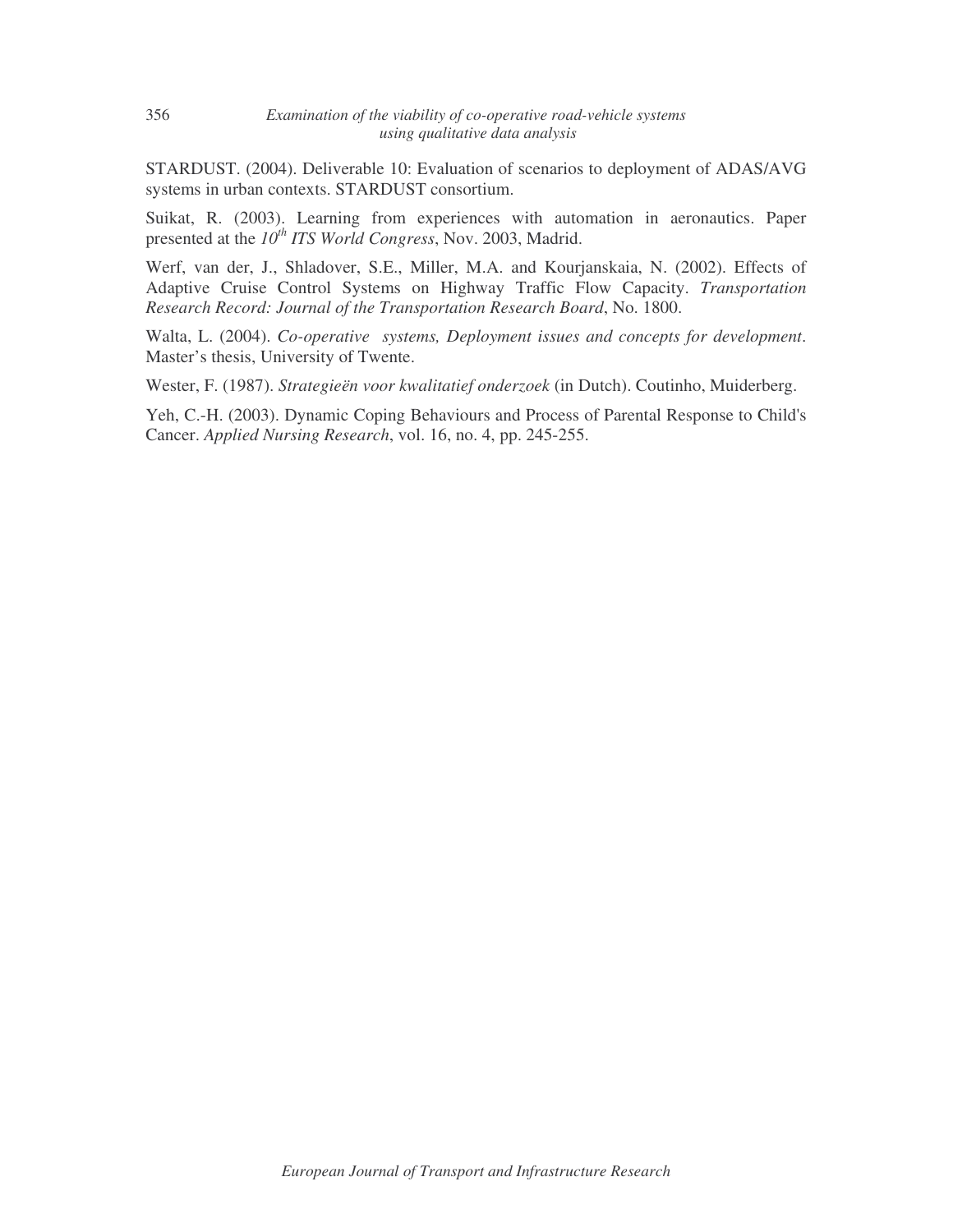STARDUST. (2004). Deliverable 10: Evaluation of scenarios to deployment of ADAS/AVG systems in urban contexts. STARDUST consortium.

Suikat, R. (2003). Learning from experiences with automation in aeronautics. Paper presented at the *10th ITS World Congress*, Nov. 2003, Madrid.

Werf, van der, J., Shladover, S.E., Miller, M.A. and Kourjanskaia, N. (2002). Effects of Adaptive Cruise Control Systems on Highway Traffic Flow Capacity. *Transportation Research Record: Journal of the Transportation Research Board*, No. 1800.

Walta, L. (2004). *Co-operative systems, Deployment issues and concepts for development*. Master's thesis, University of Twente.

Wester, F. (1987). *Strategieën voor kwalitatief onderzoek* (in Dutch). Coutinho, Muiderberg.

Yeh, C.-H. (2003). Dynamic Coping Behaviours and Process of Parental Response to Child's Cancer. *Applied Nursing Research*, vol. 16, no. 4, pp. 245-255.